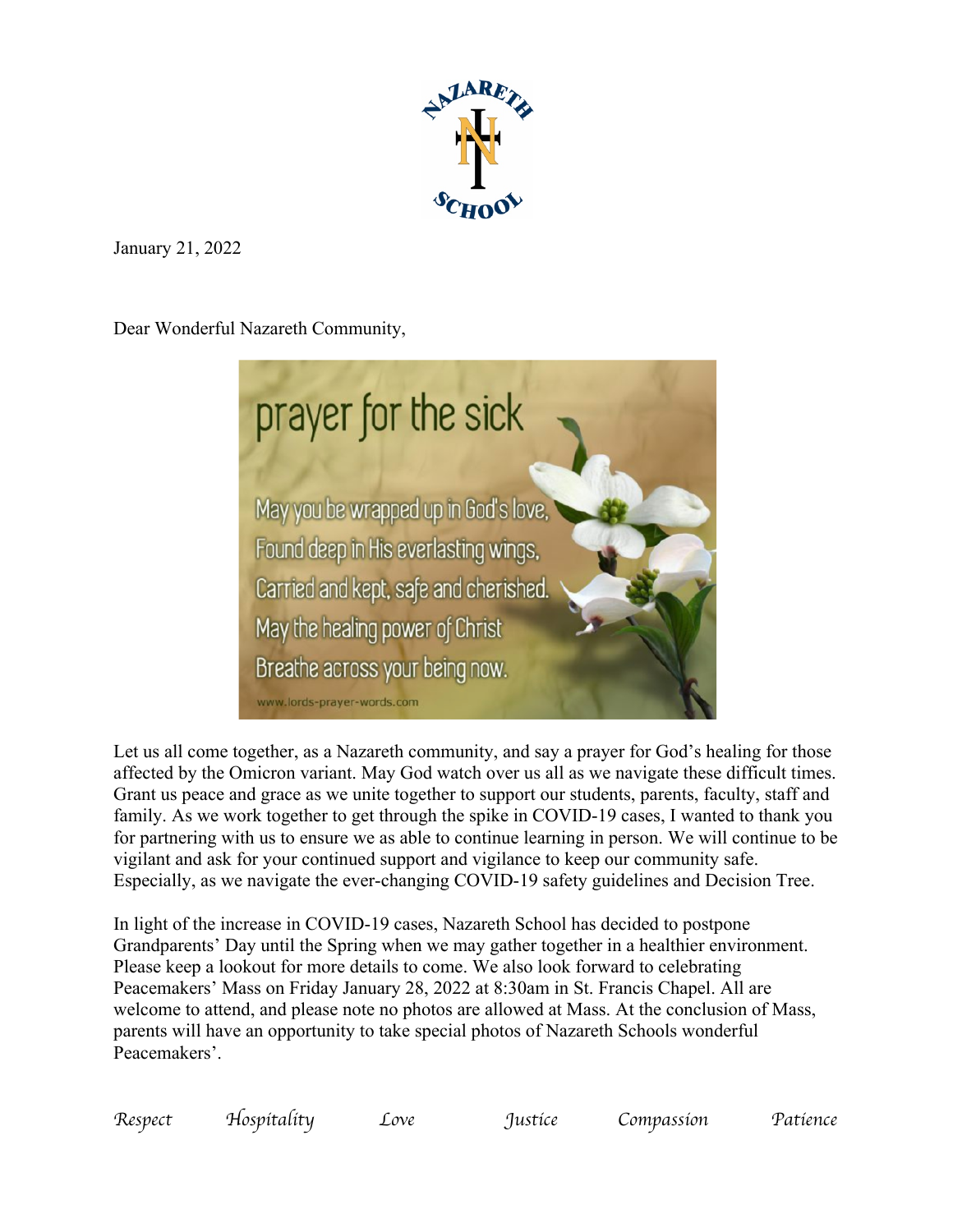January 21, 2022

Dear Wonderful Nazareth Community,

prayer for the sick

May you be wrapped up in God's love,
Found deep in His everlasting wings,
Carried and kept, safe and cherished.
May the healing power of Christ
Breathe across your being now.

www.lords-prayer-words.com

Let us all come together, as a Nazareth community, and say a prayer for God's healing for those affected by the Omicron variant. May God watch over us all as we navigate these difficult times. Grant us peace and grace as we unite together to support our students, parents, faculty, staff and family. As we work together to get through the spike in COVID-19 cases, I wanted to thank you for partnering with us to ensure we as able to continue learning in person. We will continue to be vigilant and ask for your continued support and vigilance to keep our community safe. Especially, as we navigate the ever-changing COVID-19 safety guidelines and Decision Tree.

In light of the increase in COVID-19 cases, Nazareth School has decided to postpone Grandparents' Day until the Spring when we may gather together in a healthier environment. Please keep a lookout for more details to come. We also look forward to celebrating Peacemakers' Mass on Friday January 28, 2022 at 8:30am in St. Francis Chapel. All are welcome to attend, and please note no photos are allowed at Mass. At the conclusion of Mass, parents will have an opportunity to take special photos of Nazareth Schools wonderful Peacemakers'.

*Respect Hospitality Love Justice Compassion Patience*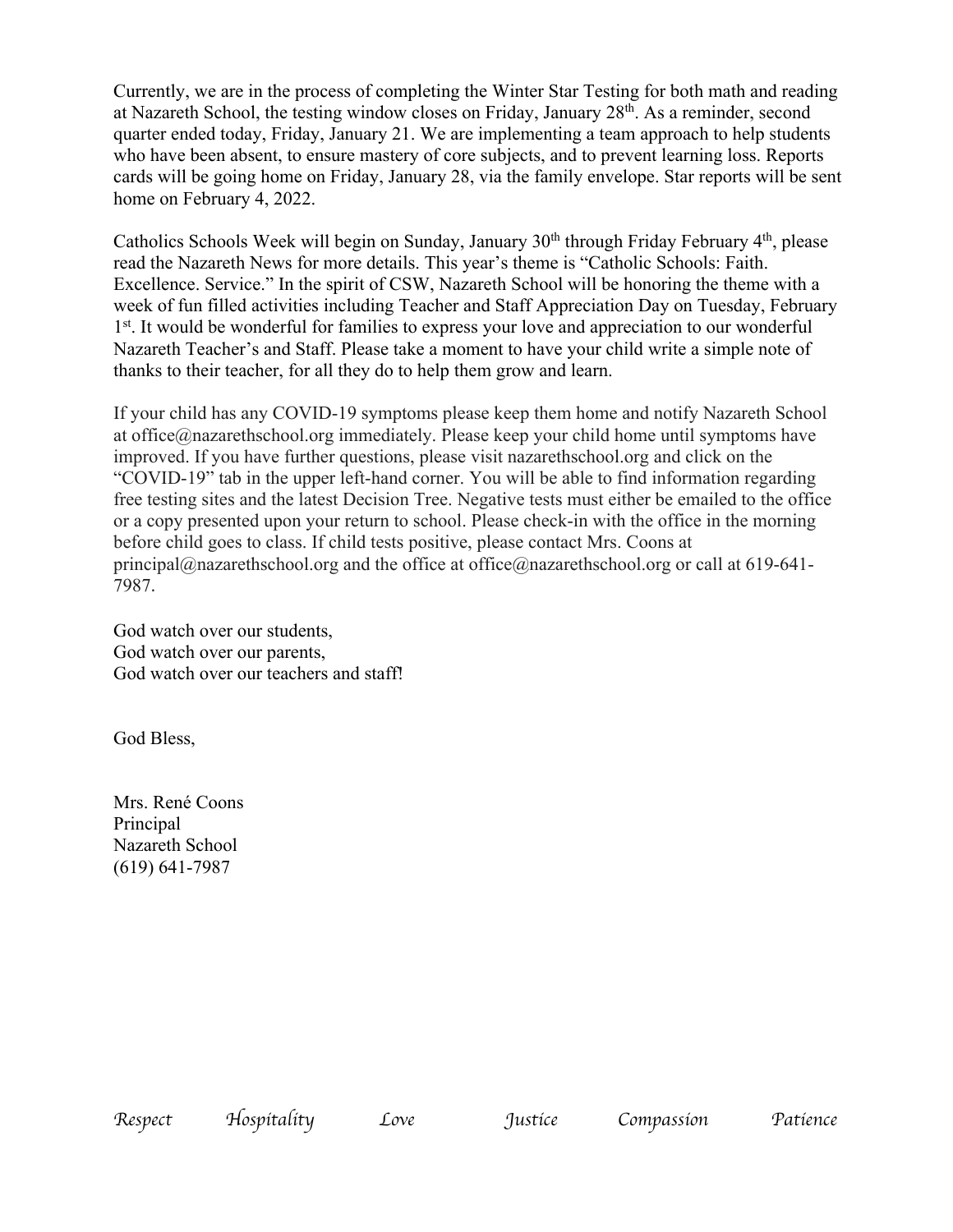Currently, we are in the process of completing the Winter Star Testing for both math and reading at Nazareth School, the testing window closes on Friday, January 28th. As a reminder, second quarter ended today, Friday, January 21. We are implementing a team approach to help students who have been absent, to ensure mastery of core subjects, and to prevent learning loss. Reports cards will be going home on Friday, January 28, via the family envelope. Star reports will be sent home on February 4, 2022.

Catholics Schools Week will begin on Sunday, January 30th through Friday February 4th, please read the Nazareth News for more details. This year's theme is "Catholic Schools: Faith. Excellence. Service." In the spirit of CSW, Nazareth School will be honoring the theme with a week of fun filled activities including Teacher and Staff Appreciation Day on Tuesday, February 1st. It would be wonderful for families to express your love and appreciation to our wonderful Nazareth Teacher's and Staff. Please take a moment to have your child write a simple note of thanks to their teacher, for all they do to help them grow and learn.

If your child has any COVID-19 symptoms please keep them home and notify Nazareth School at office@nazarethschool.org immediately. Please keep your child home until symptoms have improved. If you have further questions, please visit nazarethschool.org and click on the "COVID-19" tab in the upper left-hand corner. You will be able to find information regarding free testing sites and the latest Decision Tree. Negative tests must either be emailed to the office or a copy presented upon your return to school. Please check-in with the office in the morning before child goes to class. If child tests positive, please contact Mrs. Coons at principal@nazarethschool.org and the office at office@nazarethschool.org or call at 619-641-7987.

God watch over our students,  
God watch over our parents,  
God watch over our teachers and staff!

God Bless,

Mrs. René Coons  
Principal  
Nazareth School  
(619) 641-7987

*Respect Hospitality Love Justice Compassion Patience*